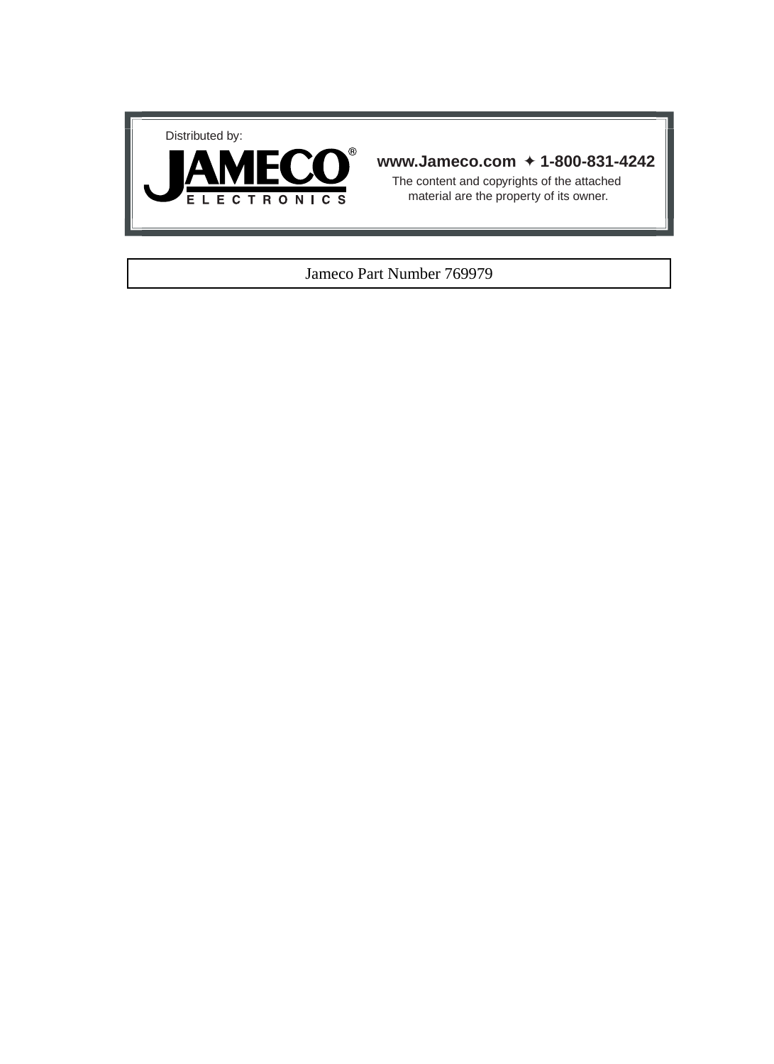Distributed by:

**JAMECO®**
ELECTRONICS

**www.Jameco.com ✦ 1-800-831-4242**

The content and copyrights of the attached material are the property of its owner.

Jameco Part Number 769979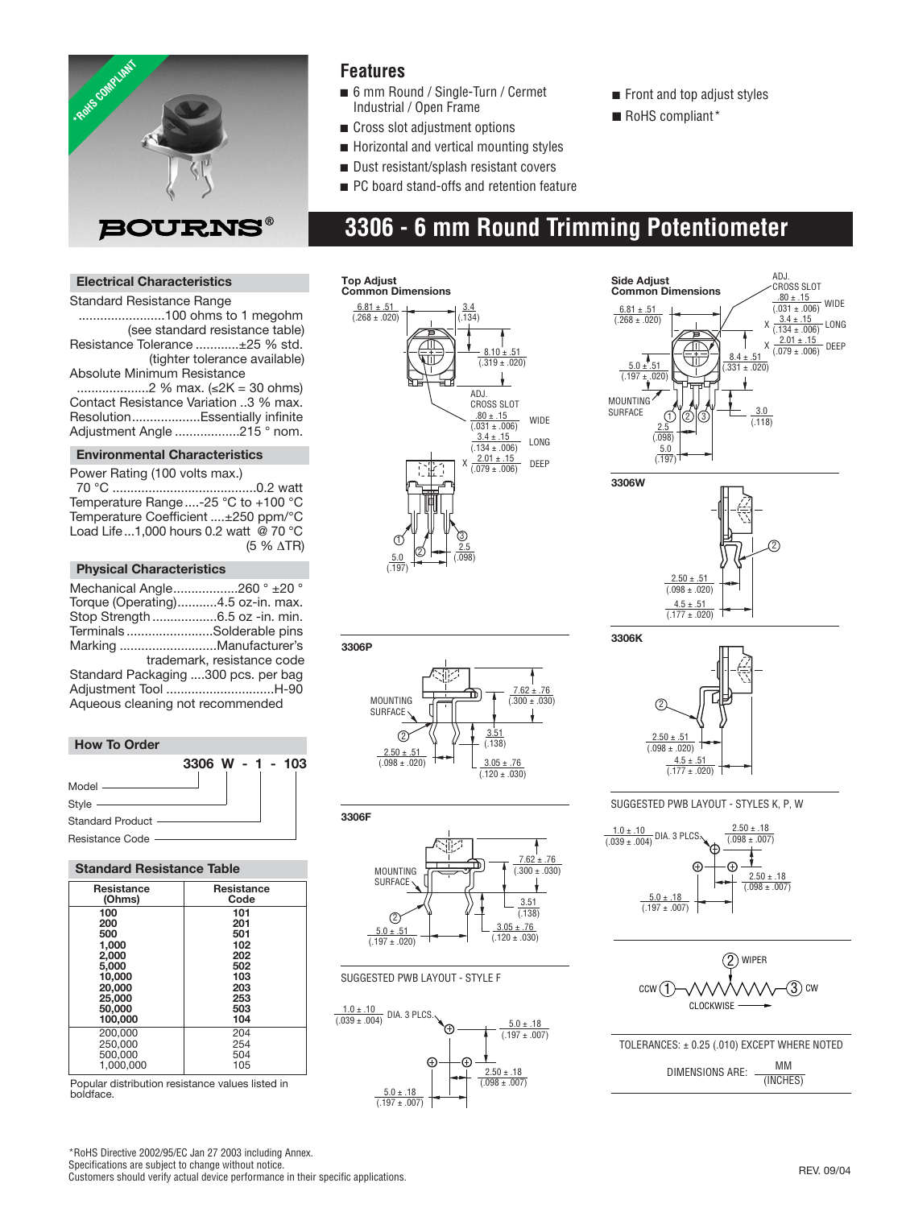**BOURNS®**

*RoHS COMPLIANT

## Features

- 6 mm Round / Single-Turn / Cermet Industrial / Open Frame
- Cross slot adjustment options
- Horizontal and vertical mounting styles
- Dust resistant/splash resistant covers
- PC board stand-offs and retention feature
- Front and top adjust styles
- RoHS compliant*

# 3306 - 6 mm Round Trimming Potentiometer

### Electrical Characteristics

Standard Resistance Range ........................100 ohms to 1 megohm (see standard resistance table)
Resistance Tolerance ............±25 % std. (tighter tolerance available)
Absolute Minimum Resistance ....................2 % max. (≤2K = 30 ohms)
Contact Resistance Variation ..3 % max.
Resolution...................Essentially infinite
Adjustment Angle ..................215 ° nom.

### Environmental Characteristics

Power Rating (100 volts max.)
70 °C ........................................0.2 watt
Temperature Range....-25 °C to +100 °C
Temperature Coefficient ....±250 ppm/°C
Load Life...1,000 hours 0.2 watt @ 70 °C (5 % ΔTR)

### Physical Characteristics

Mechanical Angle..................260 ° ±20 °
Torque (Operating)...........4.5 oz-in. max.
Stop Strength ..................6.5 oz -in. min.
Terminals ........................Solderable pins
Marking ...........................Manufacturer's trademark, resistance code
Standard Packaging ....300 pcs. per bag
Adjustment Tool ..............................H-90
Aqueous cleaning not recommended

### How To Order

**3306 W - 1 - 103**

Model
Style
Standard Product
Resistance Code

### Standard Resistance Table

| Resistance (Ohms) | Resistance Code |
|---|---|
| **100** | **101** |
| **200** | **201** |
| **500** | **501** |
| **1,000** | **102** |
| **2,000** | **202** |
| **5,000** | **502** |
| **10,000** | **103** |
| **20,000** | **203** |
| **25,000** | **253** |
| **50,000** | **503** |
| **100,000** | **104** |
| 200,000 | 204 |
| 250,000 | 254 |
| 500,000 | 504 |
| 1,000,000 | 105 |

Popular distribution resistance values listed in boldface.

**Top Adjust Common Dimensions**

6.81 ± .51 (.268 ± .020)
3.4 (.134)
8.10 ± .51 (.319 ± .020)
ADJ. CROSS SLOT
X .80 ± .15 (.031 ± .006) WIDE
3.4 ± .15 (.134 ± .006) LONG
2.01 ± .15 (.079 ± .006) DEEP
1 2 3
5.0 (.197)
2.5 (.098)

**Side Adjust Common Dimensions**

6.81 ± .51 (.268 ± .020)
ADJ. CROSS SLOT
.80 ± .15 (.031 ± .006) WIDE
X 3.4 ± .15 (.134 ± .006) LONG
X 2.01 ± .15 (.079 ± .006) DEEP
8.4 ± .51 (.331 ± .020)
5.0 ± .51 (.197 ± .020)
MOUNTING SURFACE
1 2 3
2.5 (.098)
5.0 (.197)
3.0 (.118)

**3306W**

2
2.50 ± .51 (.098 ± .020)
4.5 ± .51 (.177 ± .020)

**3306P**

MOUNTING SURFACE
7.62 ± .76 (.300 ± .030)
2
3.51 (.138)
2.50 ± .51 (.098 ± .020)
3.05 ± .76 (.120 ± .030)

**3306K**

2
2.50 ± .51 (.098 ± .020)
4.5 ± .51 (.177 ± .020)

SUGGESTED PWB LAYOUT - STYLES K, P, W

1.0 ± .10 (.039 ± .004) DIA. 3 PLCS.
2.50 ± .18 (.098 ± .007)
2.50 ± .18 (.098 ± .007)
5.0 ± .18 (.197 ± .007)

**3306F**

MOUNTING SURFACE
7.62 ± .76 (.300 ± .030)
3.51 (.138)
2
5.0 ± .51 (.197 ± .020)
3.05 ± .76 (.120 ± .030)

SUGGESTED PWB LAYOUT - STYLE F

1.0 ± .10 (.039 ± .004) DIA. 3 PLCS.
5.0 ± .18 (.197 ± .007)
2.50 ± .18 (.098 ± .007)
5.0 ± .18 (.197 ± .007)

2 WIPER
CCW 1 — 3 CW
CLOCKWISE

TOLERANCES: ± 0.25 (.010) EXCEPT WHERE NOTED

DIMENSIONS ARE: MM (INCHES)

*RoHS Directive 2002/95/EC Jan 27 2003 including Annex.
Specifications are subject to change without notice.
Customers should verify actual device performance in their specific applications.

REV. 09/04